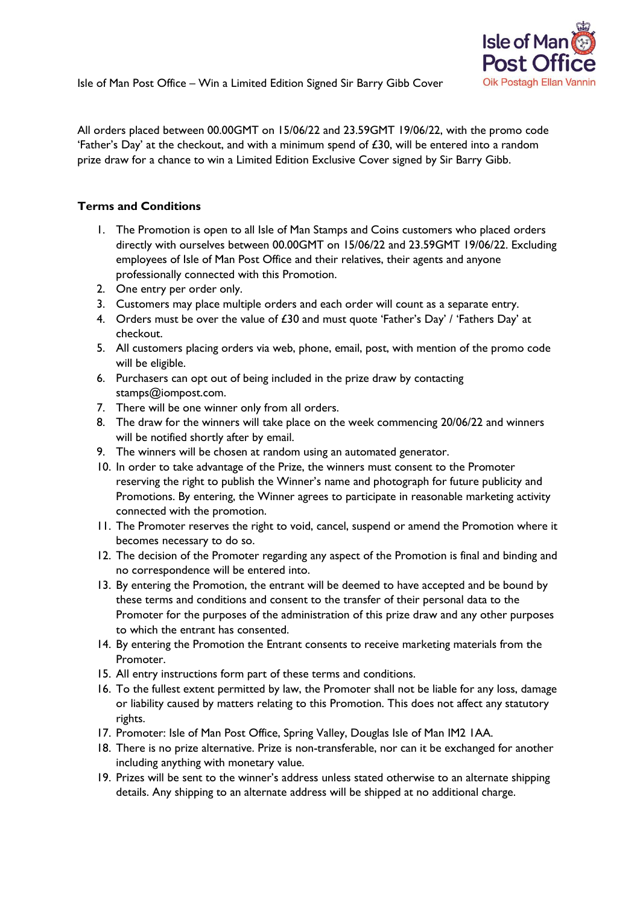Isle of Man Post Office – Win a Limited Edition Signed Sir Barry Gibb Cover

Isle of Man Post Office
Oik Postagh Ellan Vannin

All orders placed between 00.00GMT on 15/06/22 and 23.59GMT 19/06/22, with the promo code 'Father's Day' at the checkout, and with a minimum spend of £30, will be entered into a random prize draw for a chance to win a Limited Edition Exclusive Cover signed by Sir Barry Gibb.

**Terms and Conditions**

1. The Promotion is open to all Isle of Man Stamps and Coins customers who placed orders directly with ourselves between 00.00GMT on 15/06/22 and 23.59GMT 19/06/22. Excluding employees of Isle of Man Post Office and their relatives, their agents and anyone professionally connected with this Promotion.
2. One entry per order only.
3. Customers may place multiple orders and each order will count as a separate entry.
4. Orders must be over the value of £30 and must quote 'Father's Day' / 'Fathers Day' at checkout.
5. All customers placing orders via web, phone, email, post, with mention of the promo code will be eligible.
6. Purchasers can opt out of being included in the prize draw by contacting stamps@iompost.com.
7. There will be one winner only from all orders.
8. The draw for the winners will take place on the week commencing 20/06/22 and winners will be notified shortly after by email.
9. The winners will be chosen at random using an automated generator.
10. In order to take advantage of the Prize, the winners must consent to the Promoter reserving the right to publish the Winner's name and photograph for future publicity and Promotions. By entering, the Winner agrees to participate in reasonable marketing activity connected with the promotion.
11. The Promoter reserves the right to void, cancel, suspend or amend the Promotion where it becomes necessary to do so.
12. The decision of the Promoter regarding any aspect of the Promotion is final and binding and no correspondence will be entered into.
13. By entering the Promotion, the entrant will be deemed to have accepted and be bound by these terms and conditions and consent to the transfer of their personal data to the Promoter for the purposes of the administration of this prize draw and any other purposes to which the entrant has consented.
14. By entering the Promotion the Entrant consents to receive marketing materials from the Promoter.
15. All entry instructions form part of these terms and conditions.
16. To the fullest extent permitted by law, the Promoter shall not be liable for any loss, damage or liability caused by matters relating to this Promotion. This does not affect any statutory rights.
17. Promoter: Isle of Man Post Office, Spring Valley, Douglas Isle of Man IM2 1AA.
18. There is no prize alternative. Prize is non-transferable, nor can it be exchanged for another including anything with monetary value.
19. Prizes will be sent to the winner's address unless stated otherwise to an alternate shipping details. Any shipping to an alternate address will be shipped at no additional charge.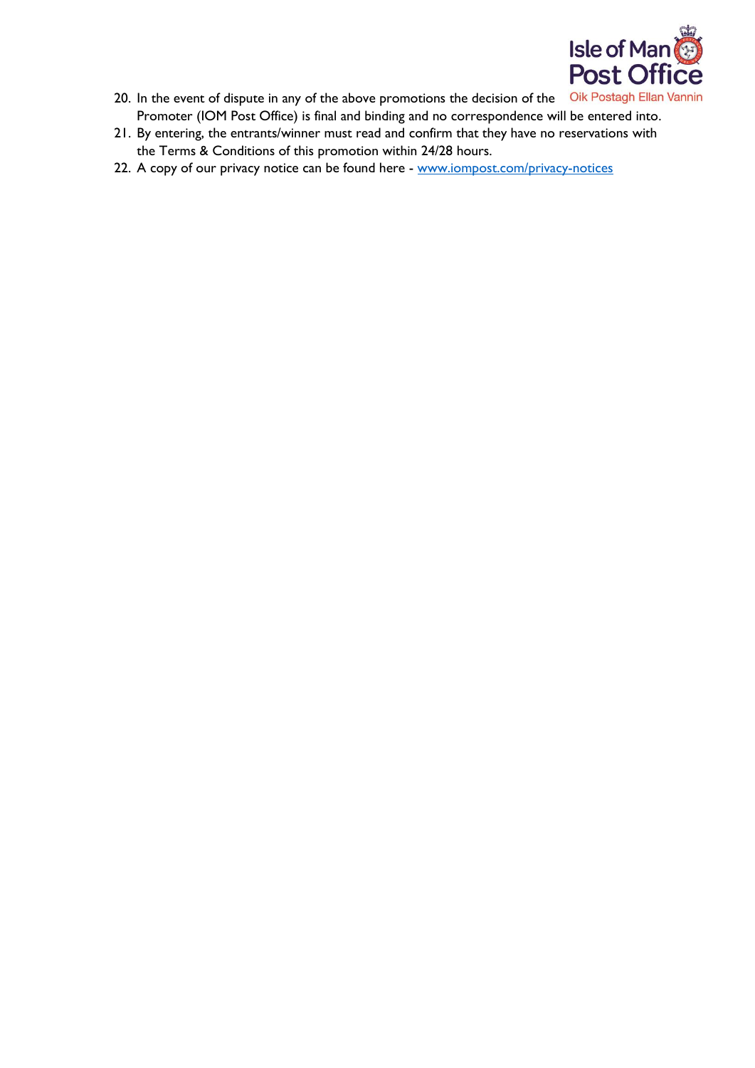20. In the event of dispute in any of the above promotions the decision of the Promoter (IOM Post Office) is final and binding and no correspondence will be entered into.
21. By entering, the entrants/winner must read and confirm that they have no reservations with the Terms & Conditions of this promotion within 24/28 hours.
22. A copy of our privacy notice can be found here - [www.iompost.com/privacy-notices](http://www.iompost.com/privacy-notices)